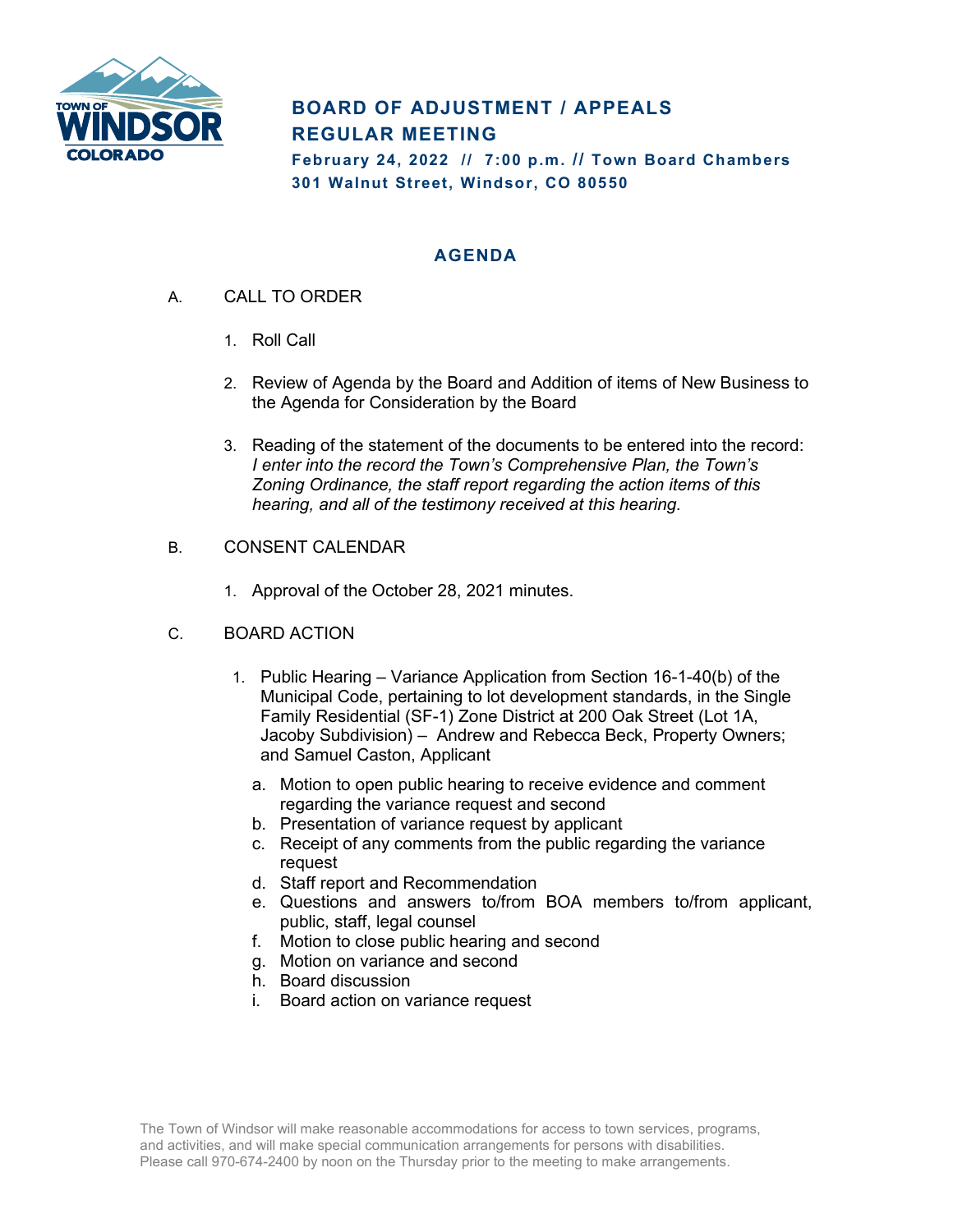# BOARD OF ADJUSTMENT / APPEALS REGULAR MEETING

**February 24, 2022 // 7:00 p.m. // Town Board Chambers**
**301 Walnut Street, Windsor, CO 80550**

## AGENDA

A. CALL TO ORDER

1. Roll Call

2. Review of Agenda by the Board and Addition of items of New Business to the Agenda for Consideration by the Board

3. Reading of the statement of the documents to be entered into the record: *I enter into the record the Town's Comprehensive Plan, the Town's Zoning Ordinance, the staff report regarding the action items of this hearing, and all of the testimony received at this hearing.*

B. CONSENT CALENDAR

1. Approval of the October 28, 2021 minutes.

C. BOARD ACTION

1. Public Hearing – Variance Application from Section 16-1-40(b) of the Municipal Code, pertaining to lot development standards, in the Single Family Residential (SF-1) Zone District at 200 Oak Street (Lot 1A, Jacoby Subdivision) – Andrew and Rebecca Beck, Property Owners; and Samuel Caston, Applicant

   a. Motion to open public hearing to receive evidence and comment regarding the variance request and second
   b. Presentation of variance request by applicant
   c. Receipt of any comments from the public regarding the variance request
   d. Staff report and Recommendation
   e. Questions and answers to/from BOA members to/from applicant, public, staff, legal counsel
   f. Motion to close public hearing and second
   g. Motion on variance and second
   h. Board discussion
   i. Board action on variance request

The Town of Windsor will make reasonable accommodations for access to town services, programs, and activities, and will make special communication arrangements for persons with disabilities. Please call 970-674-2400 by noon on the Thursday prior to the meeting to make arrangements.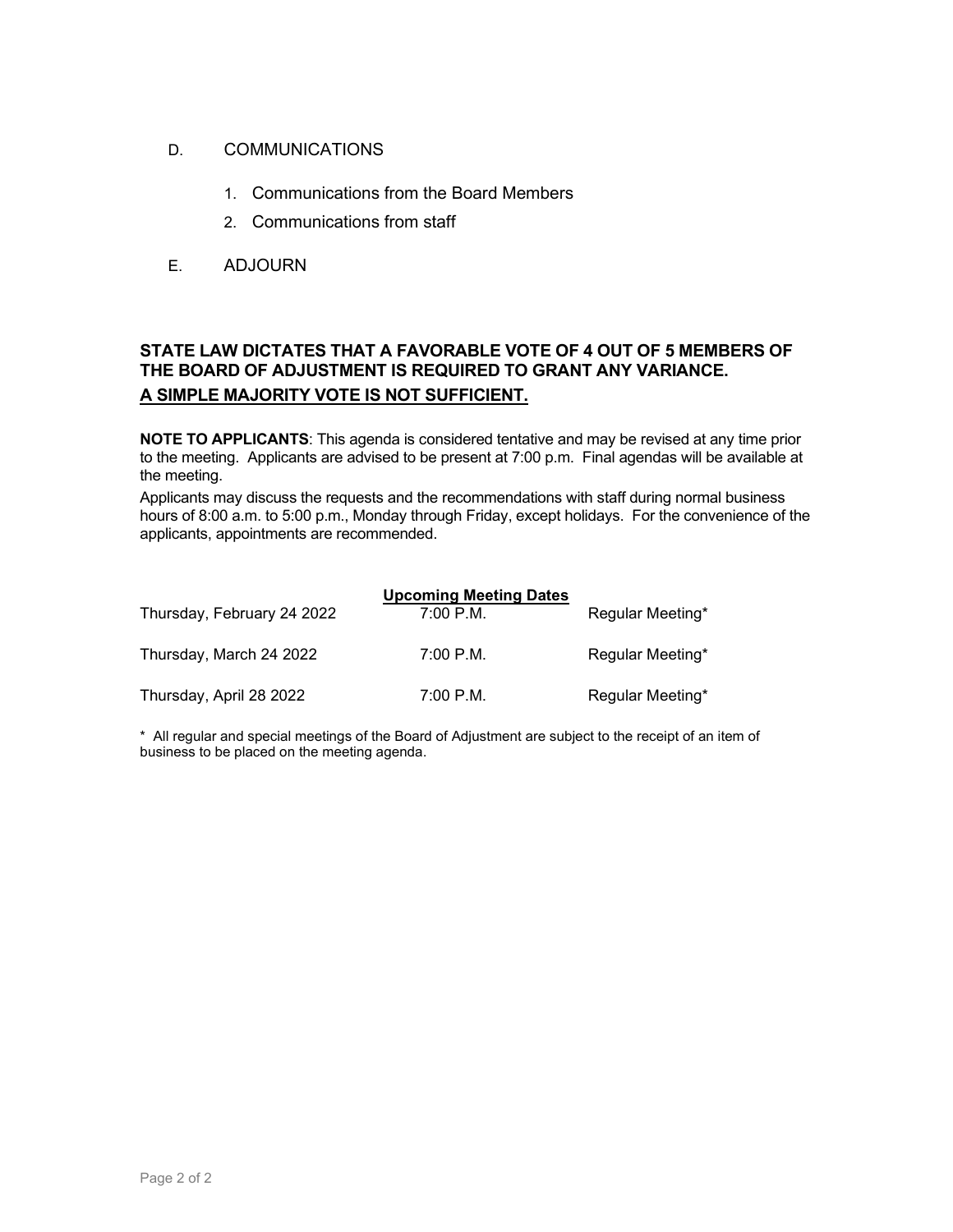D. COMMUNICATIONS

1. Communications from the Board Members
2. Communications from staff

E. ADJOURN

**STATE LAW DICTATES THAT A FAVORABLE VOTE OF 4 OUT OF 5 MEMBERS OF THE BOARD OF ADJUSTMENT IS REQUIRED TO GRANT ANY VARIANCE.**
**<u>A SIMPLE MAJORITY VOTE IS NOT SUFFICIENT.</u>**

**NOTE TO APPLICANTS**: This agenda is considered tentative and may be revised at any time prior to the meeting. Applicants are advised to be present at 7:00 p.m. Final agendas will be available at the meeting.

Applicants may discuss the requests and the recommendations with staff during normal business hours of 8:00 a.m. to 5:00 p.m., Monday through Friday, except holidays. For the convenience of the applicants, appointments are recommended.

**<u>Upcoming Meeting Dates</u>**

| | | |
|---|---|---|
| Thursday, February 24 2022 | 7:00 P.M. | Regular Meeting* |
| Thursday, March 24 2022 | 7:00 P.M. | Regular Meeting* |
| Thursday, April 28 2022 | 7:00 P.M. | Regular Meeting* |

* All regular and special meetings of the Board of Adjustment are subject to the receipt of an item of business to be placed on the meeting agenda.